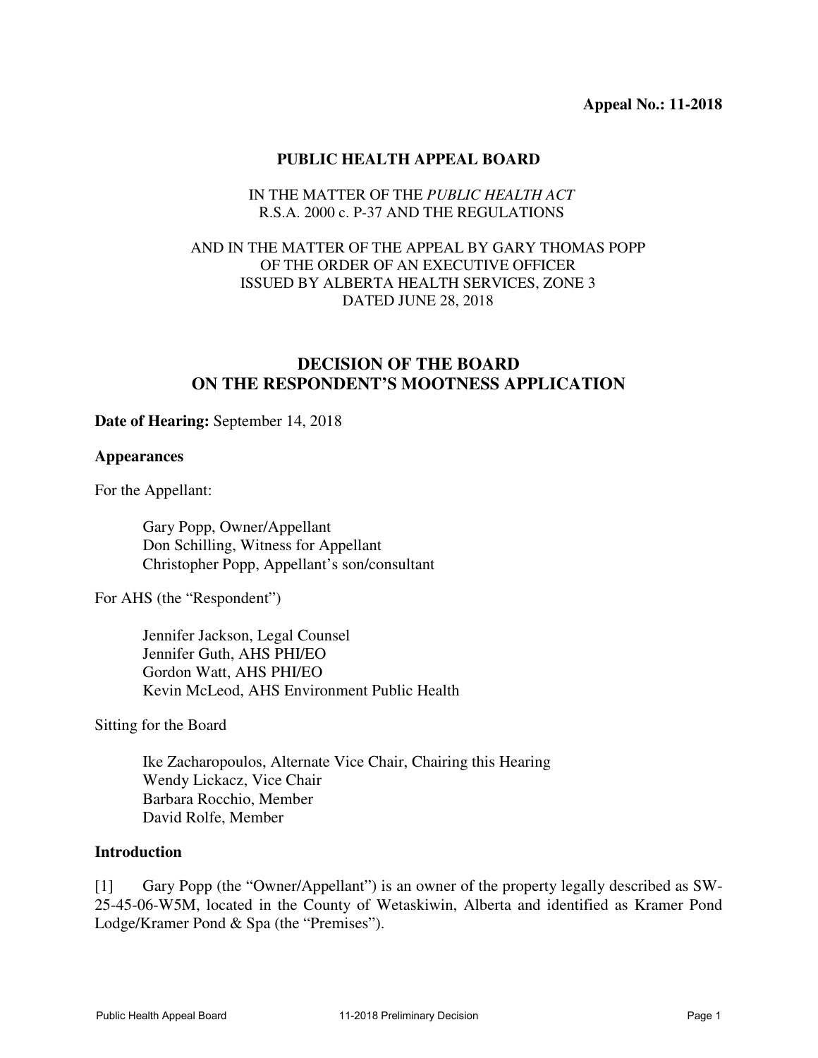**Appeal No.: 11-2018**

**PUBLIC HEALTH APPEAL BOARD**

IN THE MATTER OF THE *PUBLIC HEALTH ACT*
R.S.A. 2000 c. P-37 AND THE REGULATIONS

AND IN THE MATTER OF THE APPEAL BY GARY THOMAS POPP
OF THE ORDER OF AN EXECUTIVE OFFICER
ISSUED BY ALBERTA HEALTH SERVICES, ZONE 3
DATED JUNE 28, 2018

## DECISION OF THE BOARD ON THE RESPONDENT'S MOOTNESS APPLICATION

**Date of Hearing:** September 14, 2018

**Appearances**

For the Appellant:

Gary Popp, Owner/Appellant
Don Schilling, Witness for Appellant
Christopher Popp, Appellant's son/consultant

For AHS (the "Respondent")

Jennifer Jackson, Legal Counsel
Jennifer Guth, AHS PHI/EO
Gordon Watt, AHS PHI/EO
Kevin McLeod, AHS Environment Public Health

Sitting for the Board

Ike Zacharopoulos, Alternate Vice Chair, Chairing this Hearing
Wendy Lickacz, Vice Chair
Barbara Rocchio, Member
David Rolfe, Member

**Introduction**

[1] Gary Popp (the "Owner/Appellant") is an owner of the property legally described as SW-25-45-06-W5M, located in the County of Wetaskiwin, Alberta and identified as Kramer Pond Lodge/Kramer Pond & Spa (the "Premises").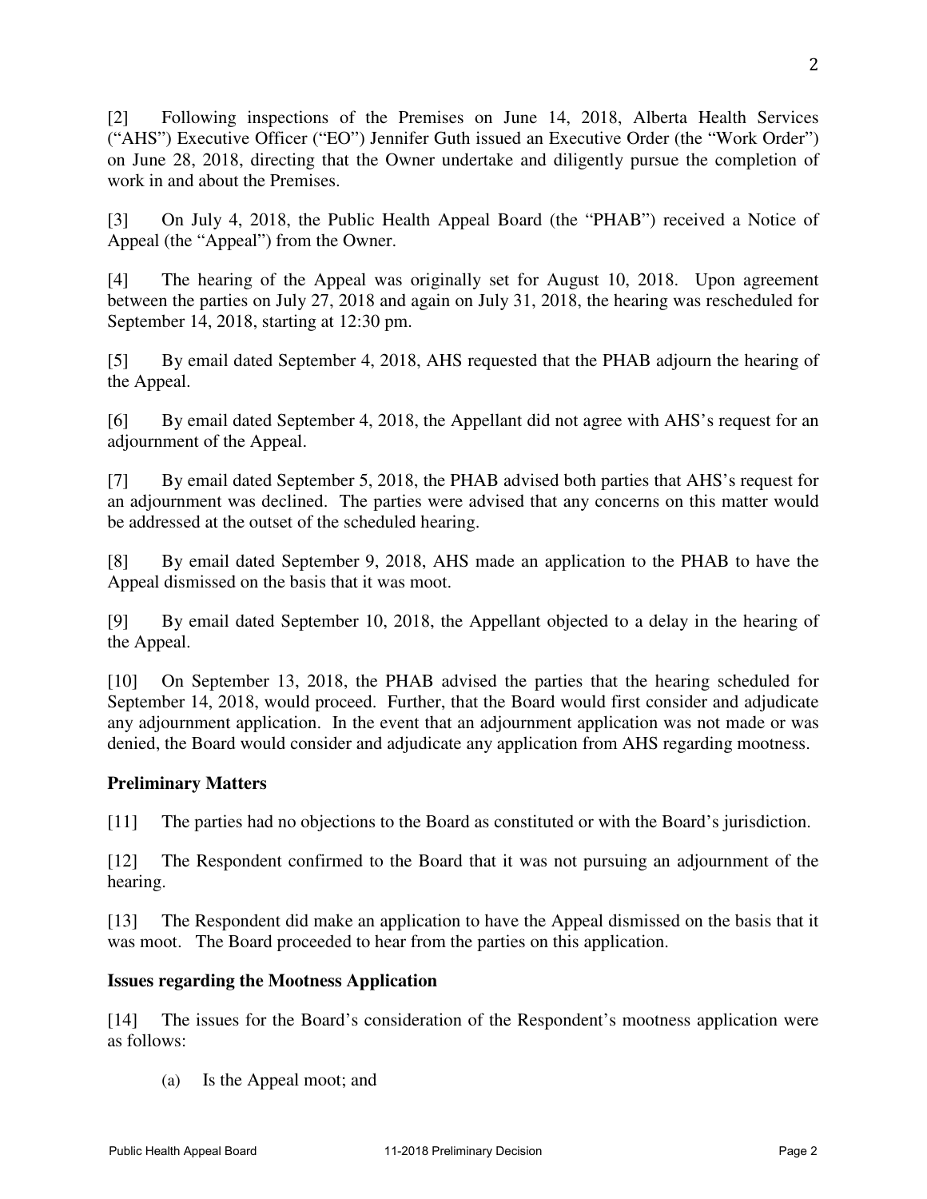[2] Following inspections of the Premises on June 14, 2018, Alberta Health Services ("AHS") Executive Officer ("EO") Jennifer Guth issued an Executive Order (the "Work Order") on June 28, 2018, directing that the Owner undertake and diligently pursue the completion of work in and about the Premises.

[3] On July 4, 2018, the Public Health Appeal Board (the "PHAB") received a Notice of Appeal (the "Appeal") from the Owner.

[4] The hearing of the Appeal was originally set for August 10, 2018. Upon agreement between the parties on July 27, 2018 and again on July 31, 2018, the hearing was rescheduled for September 14, 2018, starting at 12:30 pm.

[5] By email dated September 4, 2018, AHS requested that the PHAB adjourn the hearing of the Appeal.

[6] By email dated September 4, 2018, the Appellant did not agree with AHS's request for an adjournment of the Appeal.

[7] By email dated September 5, 2018, the PHAB advised both parties that AHS's request for an adjournment was declined. The parties were advised that any concerns on this matter would be addressed at the outset of the scheduled hearing.

[8] By email dated September 9, 2018, AHS made an application to the PHAB to have the Appeal dismissed on the basis that it was moot.

[9] By email dated September 10, 2018, the Appellant objected to a delay in the hearing of the Appeal.

[10] On September 13, 2018, the PHAB advised the parties that the hearing scheduled for September 14, 2018, would proceed. Further, that the Board would first consider and adjudicate any adjournment application. In the event that an adjournment application was not made or was denied, the Board would consider and adjudicate any application from AHS regarding mootness.

## Preliminary Matters

[11] The parties had no objections to the Board as constituted or with the Board's jurisdiction.

[12] The Respondent confirmed to the Board that it was not pursuing an adjournment of the hearing.

[13] The Respondent did make an application to have the Appeal dismissed on the basis that it was moot. The Board proceeded to hear from the parties on this application.

## Issues regarding the Mootness Application

[14] The issues for the Board's consideration of the Respondent's mootness application were as follows:

(a) Is the Appeal moot; and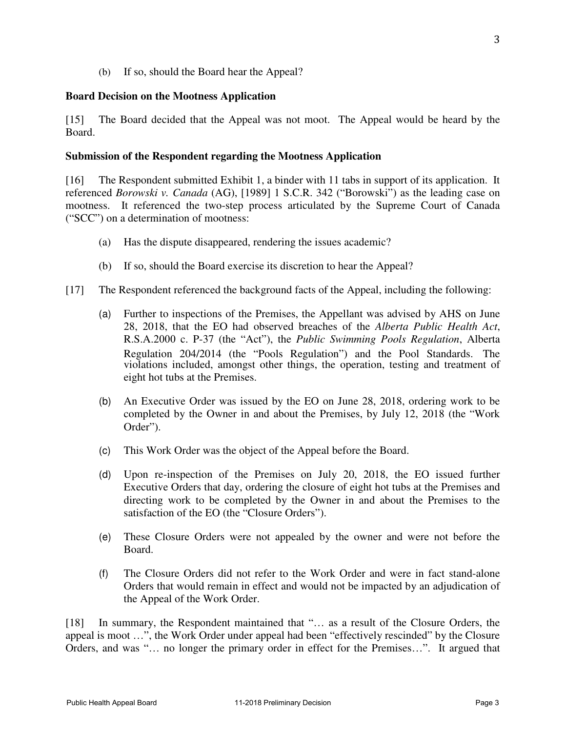(b) If so, should the Board hear the Appeal?

**Board Decision on the Mootness Application**

[15] The Board decided that the Appeal was not moot. The Appeal would be heard by the Board.

**Submission of the Respondent regarding the Mootness Application**

[16] The Respondent submitted Exhibit 1, a binder with 11 tabs in support of its application. It referenced *Borowski v. Canada* (AG), [1989] 1 S.C.R. 342 ("Borowski") as the leading case on mootness. It referenced the two-step process articulated by the Supreme Court of Canada ("SCC") on a determination of mootness:

(a) Has the dispute disappeared, rendering the issues academic?

(b) If so, should the Board exercise its discretion to hear the Appeal?

[17] The Respondent referenced the background facts of the Appeal, including the following:

(a) Further to inspections of the Premises, the Appellant was advised by AHS on June 28, 2018, that the EO had observed breaches of the *Alberta Public Health Act*, R.S.A.2000 c. P-37 (the "Act"), the *Public Swimming Pools Regulation*, Alberta Regulation 204/2014 (the "Pools Regulation") and the Pool Standards. The violations included, amongst other things, the operation, testing and treatment of eight hot tubs at the Premises.

(b) An Executive Order was issued by the EO on June 28, 2018, ordering work to be completed by the Owner in and about the Premises, by July 12, 2018 (the "Work Order").

(c) This Work Order was the object of the Appeal before the Board.

(d) Upon re-inspection of the Premises on July 20, 2018, the EO issued further Executive Orders that day, ordering the closure of eight hot tubs at the Premises and directing work to be completed by the Owner in and about the Premises to the satisfaction of the EO (the "Closure Orders").

(e) These Closure Orders were not appealed by the owner and were not before the Board.

(f) The Closure Orders did not refer to the Work Order and were in fact stand-alone Orders that would remain in effect and would not be impacted by an adjudication of the Appeal of the Work Order.

[18] In summary, the Respondent maintained that "… as a result of the Closure Orders, the appeal is moot …", the Work Order under appeal had been "effectively rescinded" by the Closure Orders, and was "… no longer the primary order in effect for the Premises…". It argued that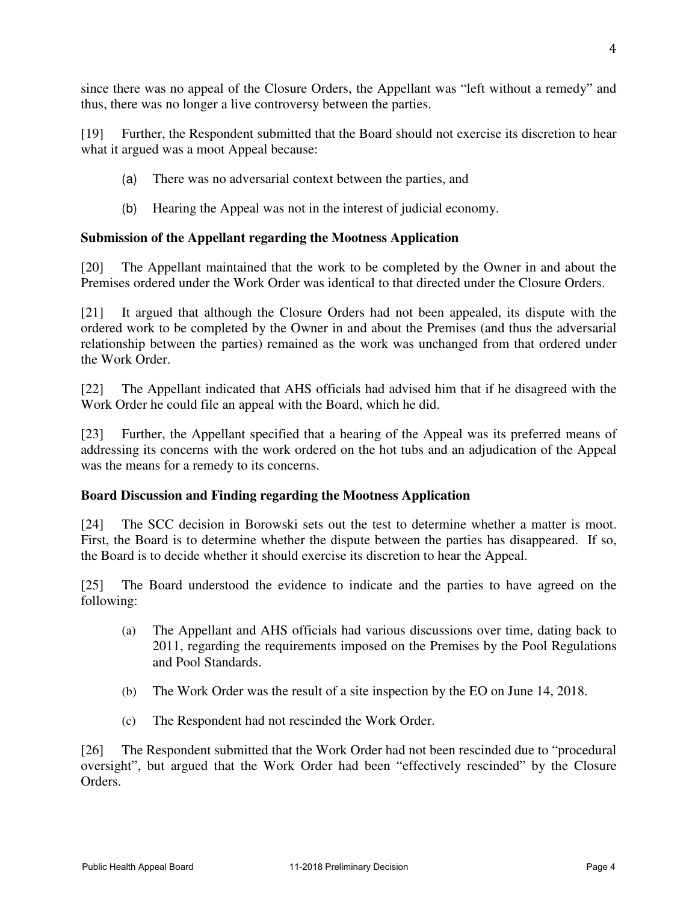since there was no appeal of the Closure Orders, the Appellant was "left without a remedy" and thus, there was no longer a live controversy between the parties.

[19] Further, the Respondent submitted that the Board should not exercise its discretion to hear what it argued was a moot Appeal because:

(a) There was no adversarial context between the parties, and

(b) Hearing the Appeal was not in the interest of judicial economy.

**Submission of the Appellant regarding the Mootness Application**

[20] The Appellant maintained that the work to be completed by the Owner in and about the Premises ordered under the Work Order was identical to that directed under the Closure Orders.

[21] It argued that although the Closure Orders had not been appealed, its dispute with the ordered work to be completed by the Owner in and about the Premises (and thus the adversarial relationship between the parties) remained as the work was unchanged from that ordered under the Work Order.

[22] The Appellant indicated that AHS officials had advised him that if he disagreed with the Work Order he could file an appeal with the Board, which he did.

[23] Further, the Appellant specified that a hearing of the Appeal was its preferred means of addressing its concerns with the work ordered on the hot tubs and an adjudication of the Appeal was the means for a remedy to its concerns.

**Board Discussion and Finding regarding the Mootness Application**

[24] The SCC decision in Borowski sets out the test to determine whether a matter is moot. First, the Board is to determine whether the dispute between the parties has disappeared. If so, the Board is to decide whether it should exercise its discretion to hear the Appeal.

[25] The Board understood the evidence to indicate and the parties to have agreed on the following:

(a) The Appellant and AHS officials had various discussions over time, dating back to 2011, regarding the requirements imposed on the Premises by the Pool Regulations and Pool Standards.

(b) The Work Order was the result of a site inspection by the EO on June 14, 2018.

(c) The Respondent had not rescinded the Work Order.

[26] The Respondent submitted that the Work Order had not been rescinded due to "procedural oversight", but argued that the Work Order had been "effectively rescinded" by the Closure Orders.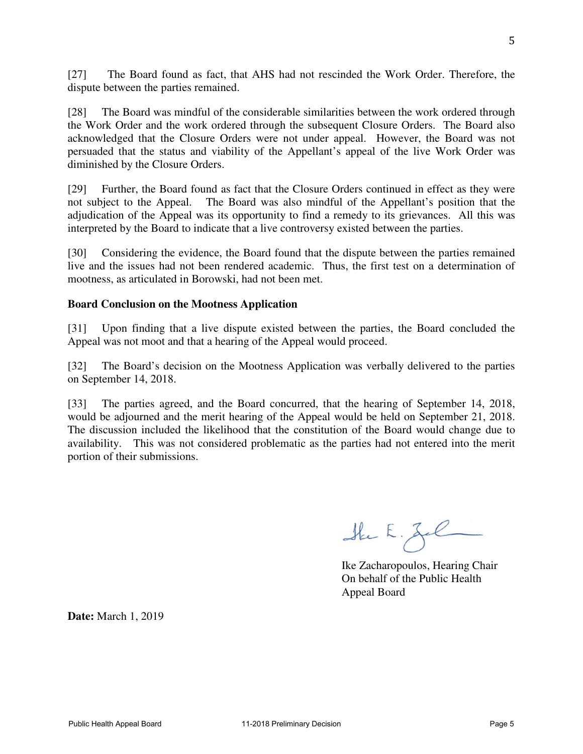[27] The Board found as fact, that AHS had not rescinded the Work Order. Therefore, the dispute between the parties remained.

[28] The Board was mindful of the considerable similarities between the work ordered through the Work Order and the work ordered through the subsequent Closure Orders. The Board also acknowledged that the Closure Orders were not under appeal. However, the Board was not persuaded that the status and viability of the Appellant's appeal of the live Work Order was diminished by the Closure Orders.

[29] Further, the Board found as fact that the Closure Orders continued in effect as they were not subject to the Appeal. The Board was also mindful of the Appellant's position that the adjudication of the Appeal was its opportunity to find a remedy to its grievances. All this was interpreted by the Board to indicate that a live controversy existed between the parties.

[30] Considering the evidence, the Board found that the dispute between the parties remained live and the issues had not been rendered academic. Thus, the first test on a determination of mootness, as articulated in Borowski, had not been met.

**Board Conclusion on the Mootness Application**

[31] Upon finding that a live dispute existed between the parties, the Board concluded the Appeal was not moot and that a hearing of the Appeal would proceed.

[32] The Board's decision on the Mootness Application was verbally delivered to the parties on September 14, 2018.

[33] The parties agreed, and the Board concurred, that the hearing of September 14, 2018, would be adjourned and the merit hearing of the Appeal would be held on September 21, 2018. The discussion included the likelihood that the constitution of the Board would change due to availability. This was not considered problematic as the parties had not entered into the merit portion of their submissions.

Ike Zacharopoulos, Hearing Chair
On behalf of the Public Health Appeal Board

**Date:** March 1, 2019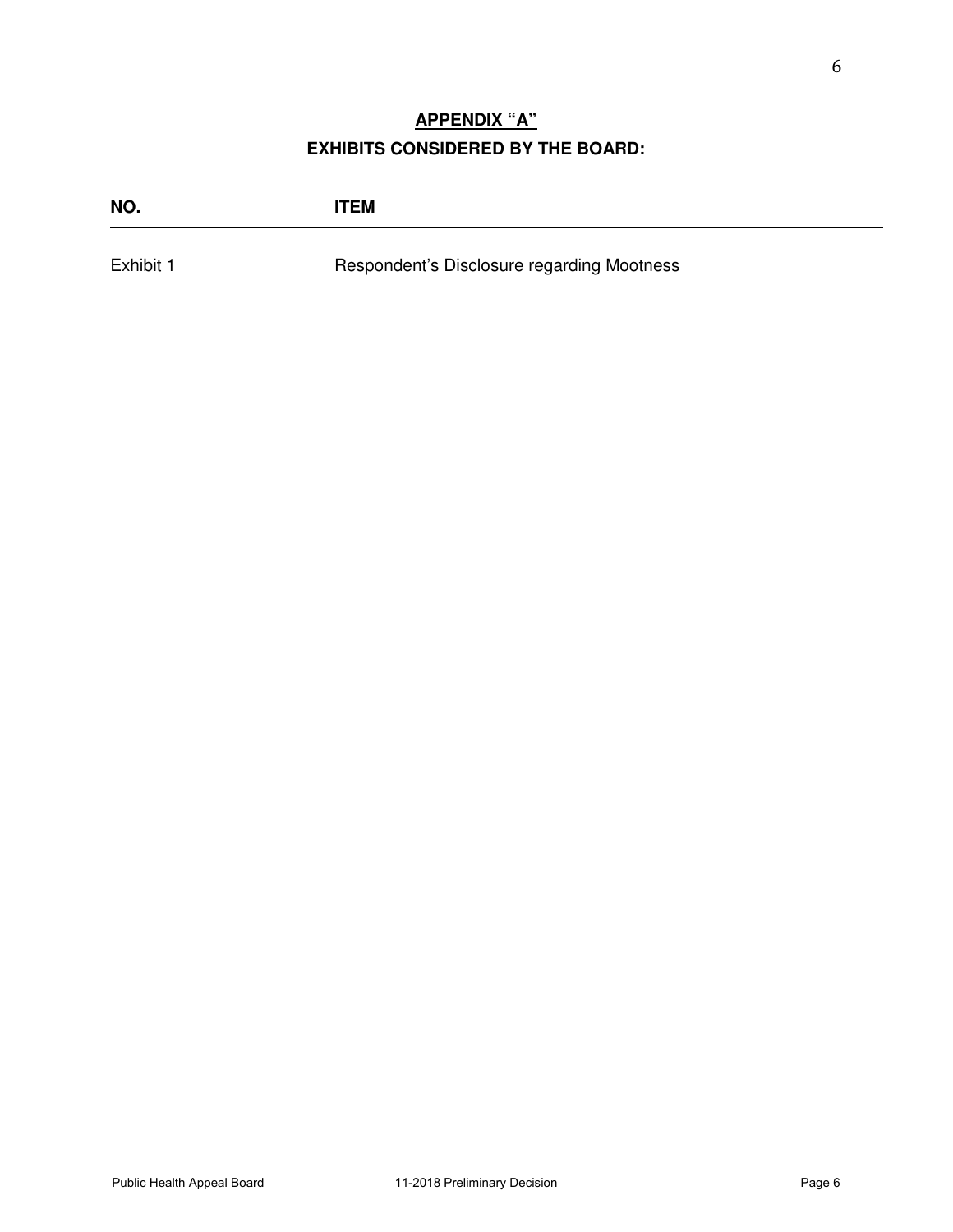## APPENDIX "A"

### EXHIBITS CONSIDERED BY THE BOARD:

| NO. | ITEM |
| --- | --- |
| Exhibit 1 | Respondent's Disclosure regarding Mootness |